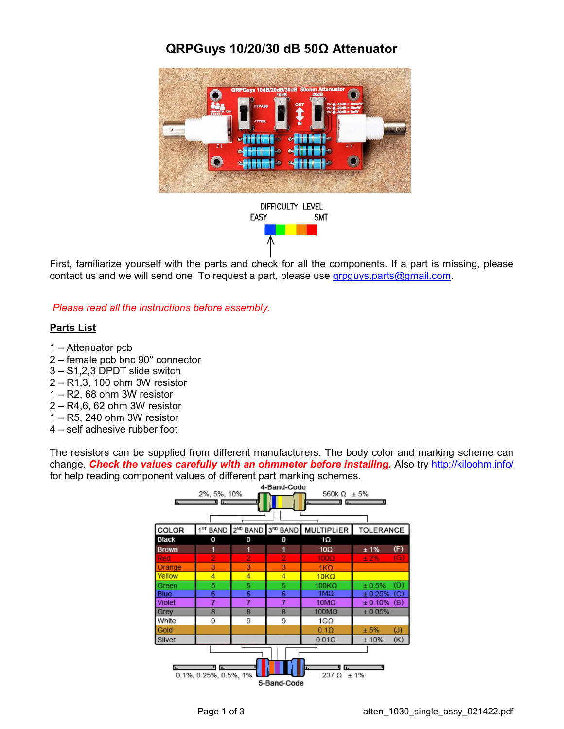# QRPGuys 10/20/30 dB 50Ω Attenuator

DIFFICULTY LEVEL
EASY SMT

First, familiarize yourself with the parts and check for all the components. If a part is missing, please contact us and we will send one. To request a part, please use qrpguys.parts@gmail.com.

*Please read all the instructions before assembly.*

**Parts List**

1 – Attenuator pcb
2 – female pcb bnc 90° connector
3 – S1,2,3 DPDT slide switch
2 – R1,3, 100 ohm 3W resistor
1 – R2, 68 ohm 3W resistor
2 – R4,6, 62 ohm 3W resistor
1 – R5, 240 ohm 3W resistor
4 – self adhesive rubber foot

The resistors can be supplied from different manufacturers. The body color and marking scheme can change. ***Check the values carefully with an ohmmeter before installing.*** Also try http://kiloohm.info/ for help reading component values of different part marking schemes.

4-Band-Code: 2%, 5%, 10% — 560k Ω ± 5%

| COLOR | 1ST BAND | 2ND BAND | 3RD BAND | MULTIPLIER | TOLERANCE |
|---|---|---|---|---|---|
| Black | 0 | 0 | 0 | 1Ω | |
| Brown | 1 | 1 | 1 | 10Ω | ± 1% (F) |
| Red | 2 | 2 | 2 | 100Ω | ± 2% (G) |
| Orange | 3 | 3 | 3 | 1KΩ | |
| Yellow | 4 | 4 | 4 | 10KΩ | |
| Green | 5 | 5 | 5 | 100KΩ | ± 0.5% (D) |
| Blue | 6 | 6 | 6 | 1MΩ | ± 0.25% (C) |
| Violet | 7 | 7 | 7 | 10MΩ | ± 0.10% (B) |
| Grey | 8 | 8 | 8 | 100MΩ | ± 0.05% |
| White | 9 | 9 | 9 | 1GΩ | |
| Gold | | | | 0.1Ω | ± 5% (J) |
| Silver | | | | 0.01Ω | ± 10% (K) |

5-Band-Code: 0.1%, 0.25%, 0.5%, 1% — 237 Ω ± 1%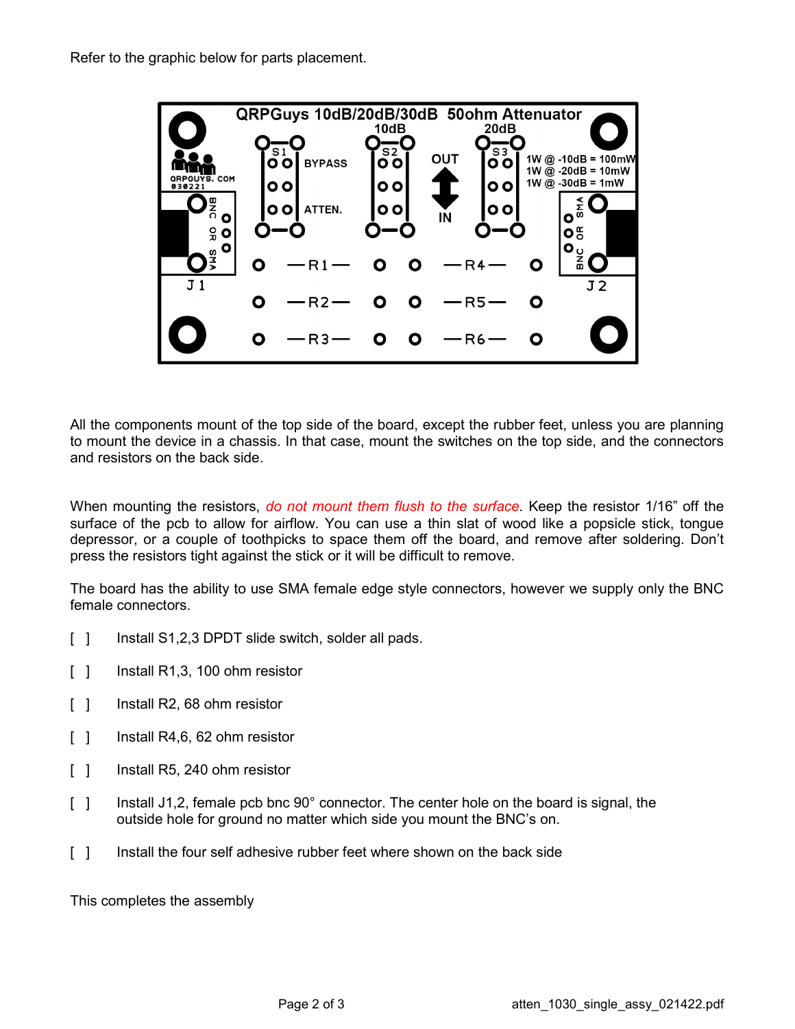Refer to the graphic below for parts placement.

All the components mount of the top side of the board, except the rubber feet, unless you are planning to mount the device in a chassis. In that case, mount the switches on the top side, and the connectors and resistors on the back side.

When mounting the resistors, *do not mount them flush to the surface.* Keep the resistor 1/16" off the surface of the pcb to allow for airflow. You can use a thin slat of wood like a popsicle stick, tongue depressor, or a couple of toothpicks to space them off the board, and remove after soldering. Don't press the resistors tight against the stick or it will be difficult to remove.

The board has the ability to use SMA female edge style connectors, however we supply only the BNC female connectors.

[ ] Install S1,2,3 DPDT slide switch, solder all pads.

[ ] Install R1,3, 100 ohm resistor

[ ] Install R2, 68 ohm resistor

[ ] Install R4,6, 62 ohm resistor

[ ] Install R5, 240 ohm resistor

[ ] Install J1,2, female pcb bnc 90° connector. The center hole on the board is signal, the outside hole for ground no matter which side you mount the BNC's on.

[ ] Install the four self adhesive rubber feet where shown on the back side

This completes the assembly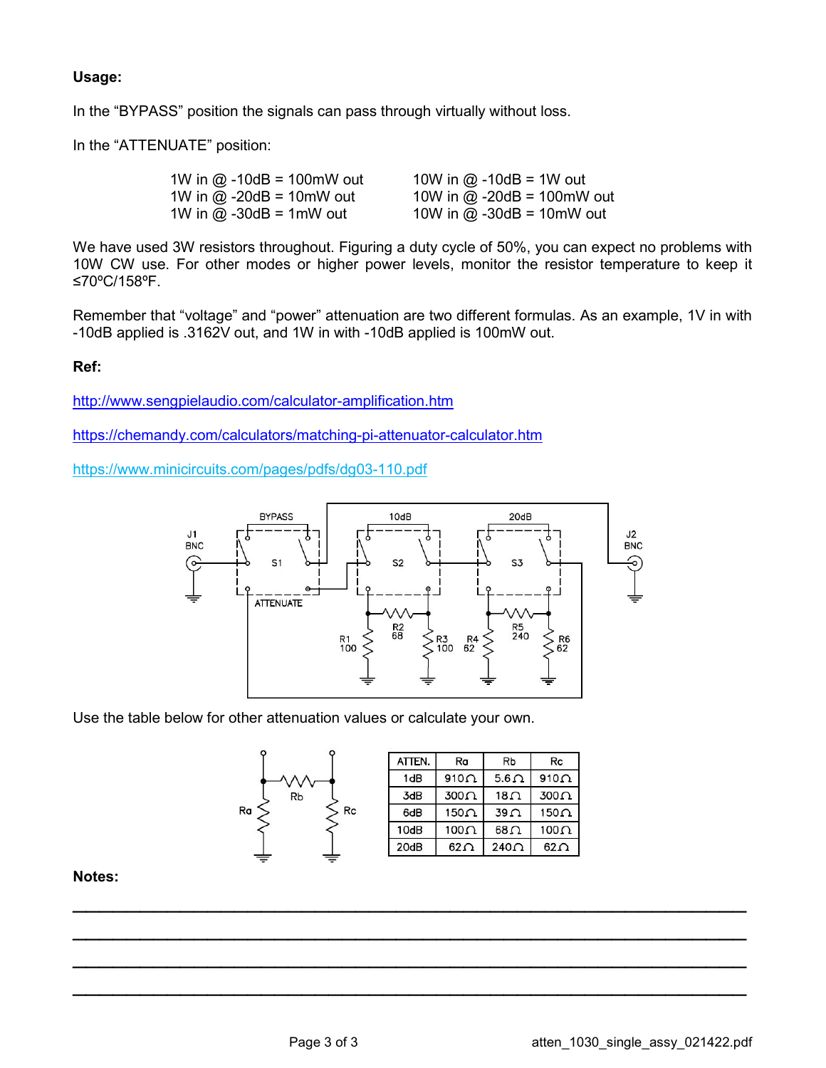**Usage:**

In the “BYPASS” position the signals can pass through virtually without loss.

In the “ATTENUATE” position:

1W in @ -10dB = 100mW out
1W in @ -20dB = 10mW out
1W in @ -30dB = 1mW out

10W in @ -10dB = 1W out
10W in @ -20dB = 100mW out
10W in @ -30dB = 10mW out

We have used 3W resistors throughout. Figuring a duty cycle of 50%, you can expect no problems with 10W CW use. For other modes or higher power levels, monitor the resistor temperature to keep it ≤70ºC/158ºF.

Remember that “voltage” and “power” attenuation are two different formulas. As an example, 1V in with -10dB applied is .3162V out, and 1W in with -10dB applied is 100mW out.

**Ref:**

http://www.sengpielaudio.com/calculator-amplification.htm

https://chemandy.com/calculators/matching-pi-attenuator-calculator.htm

https://www.minicircuits.com/pages/pdfs/dg03-110.pdf

BYPASS
10dB
20dB
J1
BNC
S1
S2
S3
J2
BNC
ATTENUATE
R1
100
R2
68
R3
100
R4
62
R5
240
R6
62

Use the table below for other attenuation values or calculate your own.

Ra
Rb
Rc

| ATTEN. | Ra | Rb | Rc |
|---|---|---|---|
| 1dB | 910Ω | 5.6Ω | 910Ω |
| 3dB | 300Ω | 18Ω | 300Ω |
| 6dB | 150Ω | 39Ω | 150Ω |
| 10dB | 100Ω | 68Ω | 100Ω |
| 20dB | 62Ω | 240Ω | 62Ω |

**Notes:**

___________________________________________________________________________

___________________________________________________________________________

___________________________________________________________________________

___________________________________________________________________________